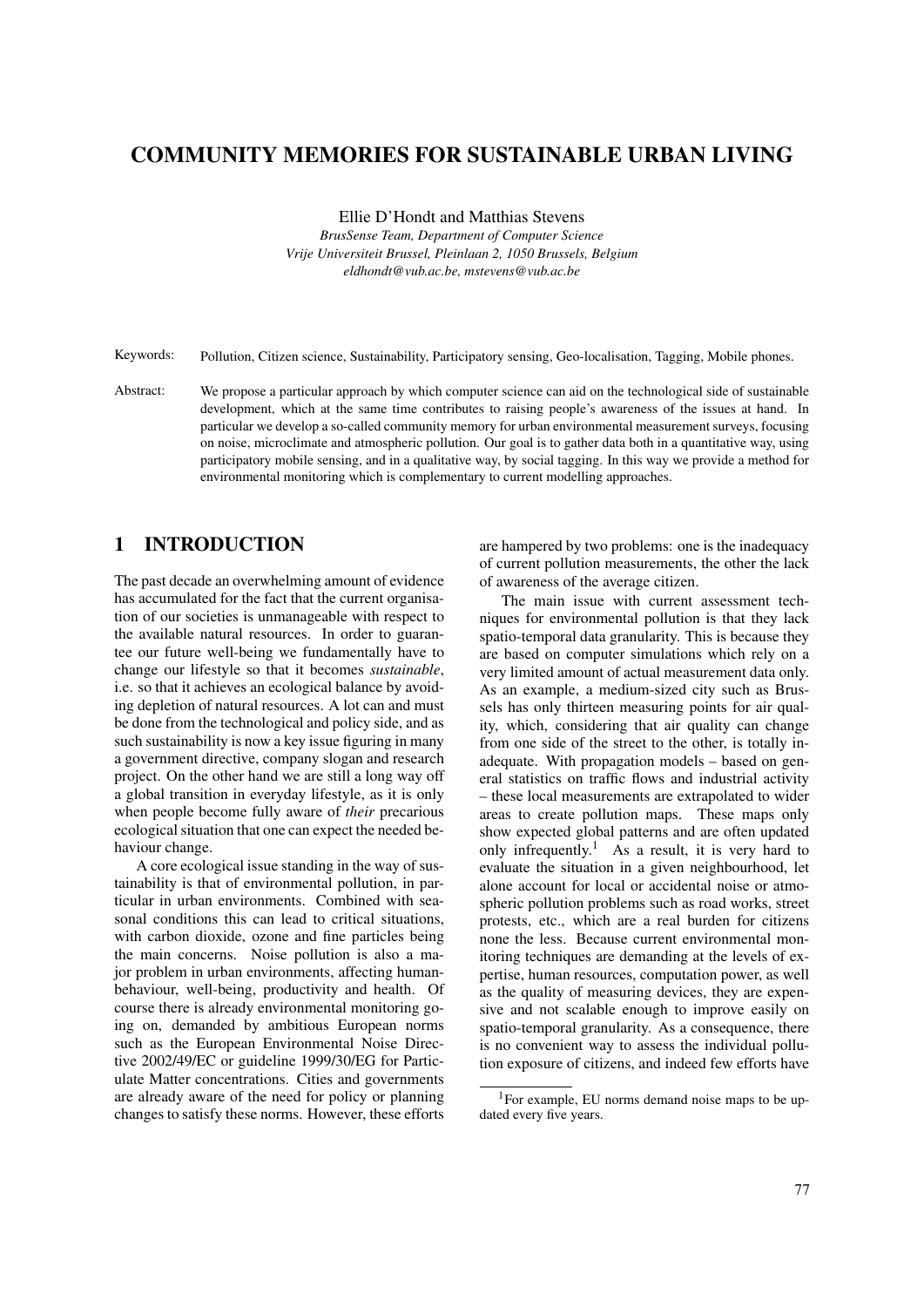# COMMUNITY MEMORIES FOR SUSTAINABLE URBAN LIVING

Ellie D'Hondt and Matthias Stevens

*BrusSense Team, Department of Computer Science*
*Vrije Universiteit Brussel, Pleinlaan 2, 1050 Brussels, Belgium*
*eldhondt@vub.ac.be, mstevens@vub.ac.be*

Keywords: Pollution, Citizen science, Sustainability, Participatory sensing, Geo-localisation, Tagging, Mobile phones.

Abstract: We propose a particular approach by which computer science can aid on the technological side of sustainable development, which at the same time contributes to raising people's awareness of the issues at hand. In particular we develop a so-called community memory for urban environmental measurement surveys, focusing on noise, microclimate and atmospheric pollution. Our goal is to gather data both in a quantitative way, using participatory mobile sensing, and in a qualitative way, by social tagging. In this way we provide a method for environmental monitoring which is complementary to current modelling approaches.

## 1 INTRODUCTION

The past decade an overwhelming amount of evidence has accumulated for the fact that the current organisation of our societies is unmanageable with respect to the available natural resources. In order to guarantee our future well-being we fundamentally have to change our lifestyle so that it becomes *sustainable*, i.e. so that it achieves an ecological balance by avoiding depletion of natural resources. A lot can and must be done from the technological and policy side, and as such sustainability is now a key issue figuring in many a government directive, company slogan and research project. On the other hand we are still a long way off a global transition in everyday lifestyle, as it is only when people become fully aware of *their* precarious ecological situation that one can expect the needed behaviour change.

A core ecological issue standing in the way of sustainability is that of environmental pollution, in particular in urban environments. Combined with seasonal conditions this can lead to critical situations, with carbon dioxide, ozone and fine particles being the main concerns. Noise pollution is also a major problem in urban environments, affecting human-behaviour, well-being, productivity and health. Of course there is already environmental monitoring going on, demanded by ambitious European norms such as the European Environmental Noise Directive 2002/49/EC or guideline 1999/30/EG for Particulate Matter concentrations. Cities and governments are already aware of the need for policy or planning changes to satisfy these norms. However, these efforts are hampered by two problems: one is the inadequacy of current pollution measurements, the other the lack of awareness of the average citizen.

The main issue with current assessment techniques for environmental pollution is that they lack spatio-temporal data granularity. This is because they are based on computer simulations which rely on a very limited amount of actual measurement data only. As an example, a medium-sized city such as Brussels has only thirteen measuring points for air quality, which, considering that air quality can change from one side of the street to the other, is totally inadequate. With propagation models – based on general statistics on traffic flows and industrial activity – these local measurements are extrapolated to wider areas to create pollution maps. These maps only show expected global patterns and are often updated only infrequently.[1] As a result, it is very hard to evaluate the situation in a given neighbourhood, let alone account for local or accidental noise or atmospheric pollution problems such as road works, street protests, etc., which are a real burden for citizens none the less. Because current environmental monitoring techniques are demanding at the levels of expertise, human resources, computation power, as well as the quality of measuring devices, they are expensive and not scalable enough to improve easily on spatio-temporal granularity. As a consequence, there is no convenient way to assess the individual pollution exposure of citizens, and indeed few efforts have

[1] For example, EU norms demand noise maps to be updated every five years.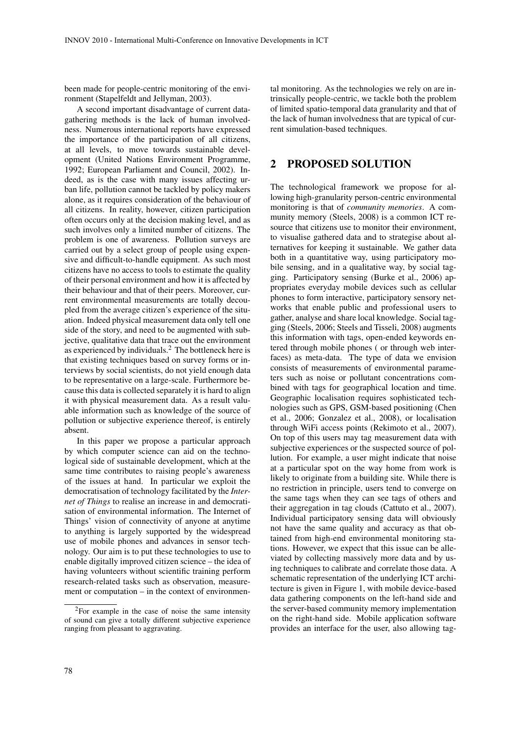been made for people-centric monitoring of the environment (Stapelfeldt and Jellyman, 2003).

A second important disadvantage of current data-gathering methods is the lack of human involvedness. Numerous international reports have expressed the importance of the participation of all citizens, at all levels, to move towards sustainable development (United Nations Environment Programme, 1992; European Parliament and Council, 2002). Indeed, as is the case with many issues affecting urban life, pollution cannot be tackled by policy makers alone, as it requires consideration of the behaviour of all citizens. In reality, however, citizen participation often occurs only at the decision making level, and as such involves only a limited number of citizens. The problem is one of awareness. Pollution surveys are carried out by a select group of people using expensive and difficult-to-handle equipment. As such most citizens have no access to tools to estimate the quality of their personal environment and how it is affected by their behaviour and that of their peers. Moreover, current environmental measurements are totally decoupled from the average citizen's experience of the situation. Indeed physical measurement data only tell one side of the story, and need to be augmented with subjective, qualitative data that trace out the environment as experienced by individuals.[2] The bottleneck here is that existing techniques based on survey forms or interviews by social scientists, do not yield enough data to be representative on a large-scale. Furthermore because this data is collected separately it is hard to align it with physical measurement data. As a result valuable information such as knowledge of the source of pollution or subjective experience thereof, is entirely absent.

In this paper we propose a particular approach by which computer science can aid on the technological side of sustainable development, which at the same time contributes to raising people's awareness of the issues at hand. In particular we exploit the democratisation of technology facilitated by the *Internet of Things* to realise an increase in and democratisation of environmental information. The Internet of Things' vision of connectivity of anyone at anytime to anything is largely supported by the widespread use of mobile phones and advances in sensor technology. Our aim is to put these technologies to use to enable digitally improved citizen science – the idea of having volunteers without scientific training perform research-related tasks such as observation, measurement or computation – in the context of environmental monitoring. As the technologies we rely on are intrinsically people-centric, we tackle both the problem of limited spatio-temporal data granularity and that of the lack of human involvedness that are typical of current simulation-based techniques.

[2] For example in the case of noise the same intensity of sound can give a totally different subjective experience ranging from pleasant to aggravating.

## 2 PROPOSED SOLUTION

The technological framework we propose for allowing high-granularity person-centric environmental monitoring is that of *community memories*. A community memory (Steels, 2008) is a common ICT resource that citizens use to monitor their environment, to visualise gathered data and to strategise about alternatives for keeping it sustainable. We gather data both in a quantitative way, using participatory mobile sensing, and in a qualitative way, by social tagging. Participatory sensing (Burke et al., 2006) appropriates everyday mobile devices such as cellular phones to form interactive, participatory sensory networks that enable public and professional users to gather, analyse and share local knowledge. Social tagging (Steels, 2006; Steels and Tisseli, 2008) augments this information with tags, open-ended keywords entered through mobile phones ( or through web interfaces) as meta-data. The type of data we envision consists of measurements of environmental parameters such as noise or pollutant concentrations combined with tags for geographical location and time. Geographic localisation requires sophisticated technologies such as GPS, GSM-based positioning (Chen et al., 2006; Gonzalez et al., 2008), or localisation through WiFi access points (Rekimoto et al., 2007). On top of this users may tag measurement data with subjective experiences or the suspected source of pollution. For example, a user might indicate that noise at a particular spot on the way home from work is likely to originate from a building site. While there is no restriction in principle, users tend to converge on the same tags when they can see tags of others and their aggregation in tag clouds (Cattuto et al., 2007). Individual participatory sensing data will obviously not have the same quality and accuracy as that obtained from high-end environmental monitoring stations. However, we expect that this issue can be alleviated by collecting massively more data and by using techniques to calibrate and correlate those data. A schematic representation of the underlying ICT architecture is given in Figure 1, with mobile device-based data gathering components on the left-hand side and the server-based community memory implementation on the right-hand side. Mobile application software provides an interface for the user, also allowing tag-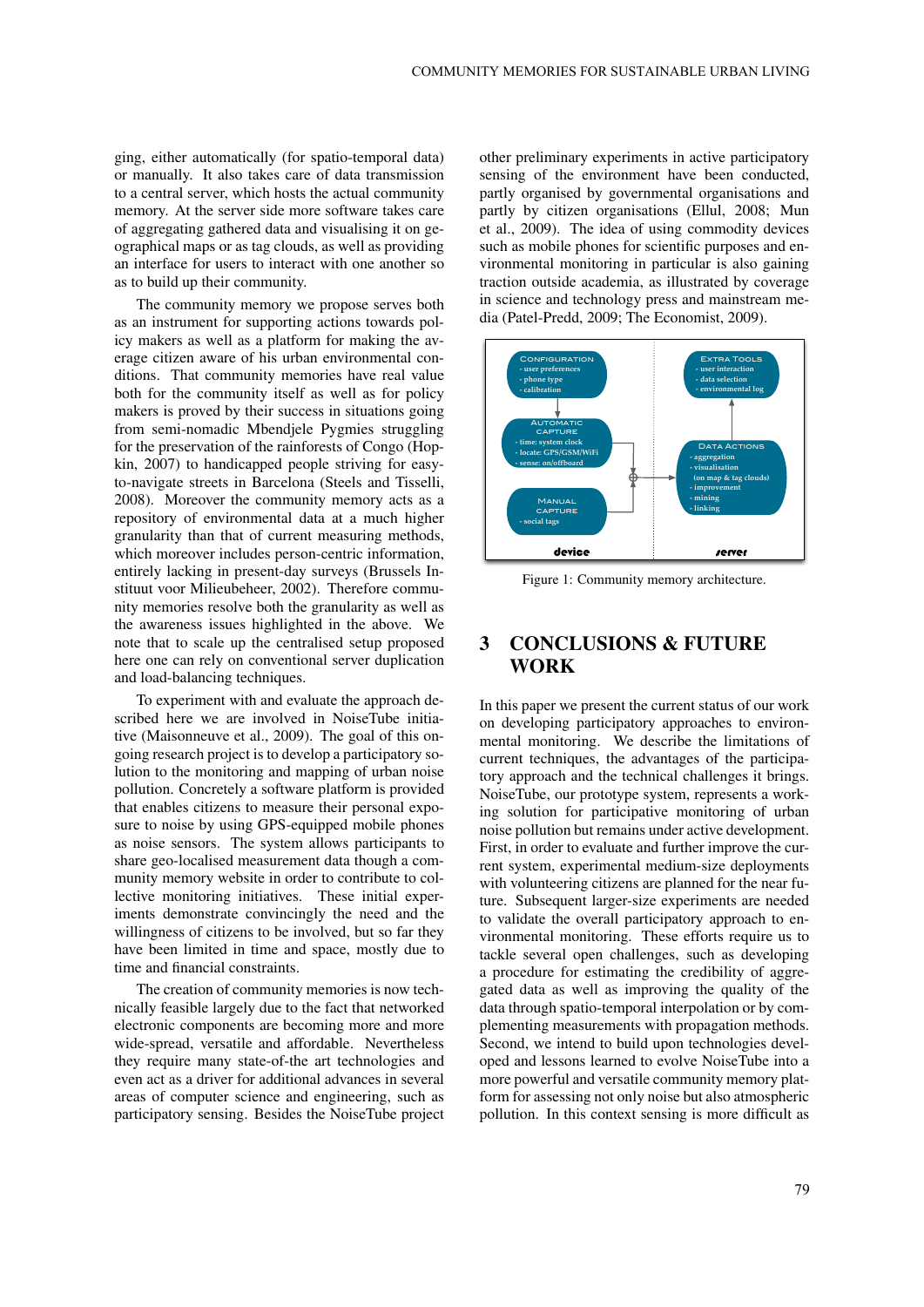ging, either automatically (for spatio-temporal data) or manually. It also takes care of data transmission to a central server, which hosts the actual community memory. At the server side more software takes care of aggregating gathered data and visualising it on geographical maps or as tag clouds, as well as providing an interface for users to interact with one another so as to build up their community.

The community memory we propose serves both as an instrument for supporting actions towards policy makers as well as a platform for making the average citizen aware of his urban environmental conditions. That community memories have real value both for the community itself as well as for policy makers is proved by their success in situations going from semi-nomadic Mbendjele Pygmies struggling for the preservation of the rainforests of Congo (Hopkin, 2007) to handicapped people striving for easy-to-navigate streets in Barcelona (Steels and Tisselli, 2008). Moreover the community memory acts as a repository of environmental data at a much higher granularity than that of current measuring methods, which moreover includes person-centric information, entirely lacking in present-day surveys (Brussels Instituut voor Milieubeheer, 2002). Therefore community memories resolve both the granularity as well as the awareness issues highlighted in the above. We note that to scale up the centralised setup proposed here one can rely on conventional server duplication and load-balancing techniques.

To experiment with and evaluate the approach described here we are involved in NoiseTube initiative (Maisonneuve et al., 2009). The goal of this ongoing research project is to develop a participatory solution to the monitoring and mapping of urban noise pollution. Concretely a software platform is provided that enables citizens to measure their personal exposure to noise by using GPS-equipped mobile phones as noise sensors. The system allows participants to share geo-localised measurement data though a community memory website in order to contribute to collective monitoring initiatives. These initial experiments demonstrate convincingly the need and the willingness of citizens to be involved, but so far they have been limited in time and space, mostly due to time and financial constraints.

The creation of community memories is now technically feasible largely due to the fact that networked electronic components are becoming more and more wide-spread, versatile and affordable. Nevertheless they require many state-of-the art technologies and even act as a driver for additional advances in several areas of computer science and engineering, such as participatory sensing. Besides the NoiseTube project other preliminary experiments in active participatory sensing of the environment have been conducted, partly organised by governmental organisations and partly by citizen organisations (Ellul, 2008; Mun et al., 2009). The idea of using commodity devices such as mobile phones for scientific purposes and environmental monitoring in particular is also gaining traction outside academia, as illustrated by coverage in science and technology press and mainstream media (Patel-Predd, 2009; The Economist, 2009).

Figure 1: Community memory architecture.

## 3 CONCLUSIONS & FUTURE WORK

In this paper we present the current status of our work on developing participatory approaches to environmental monitoring. We describe the limitations of current techniques, the advantages of the participatory approach and the technical challenges it brings. NoiseTube, our prototype system, represents a working solution for participatory monitoring of urban noise pollution but remains under active development. First, in order to evaluate and further improve the current system, experimental medium-size deployments with volunteering citizens are planned for the near future. Subsequent larger-size experiments are needed to validate the overall participatory approach to environmental monitoring. These efforts require us to tackle several open challenges, such as developing a procedure for estimating the credibility of aggregated data as well as improving the quality of the data through spatio-temporal interpolation or by complementing measurements with propagation methods. Second, we intend to build upon technologies developed and lessons learned to evolve NoiseTube into a more powerful and versatile community memory platform for assessing not only noise but also atmospheric pollution. In this context sensing is more difficult as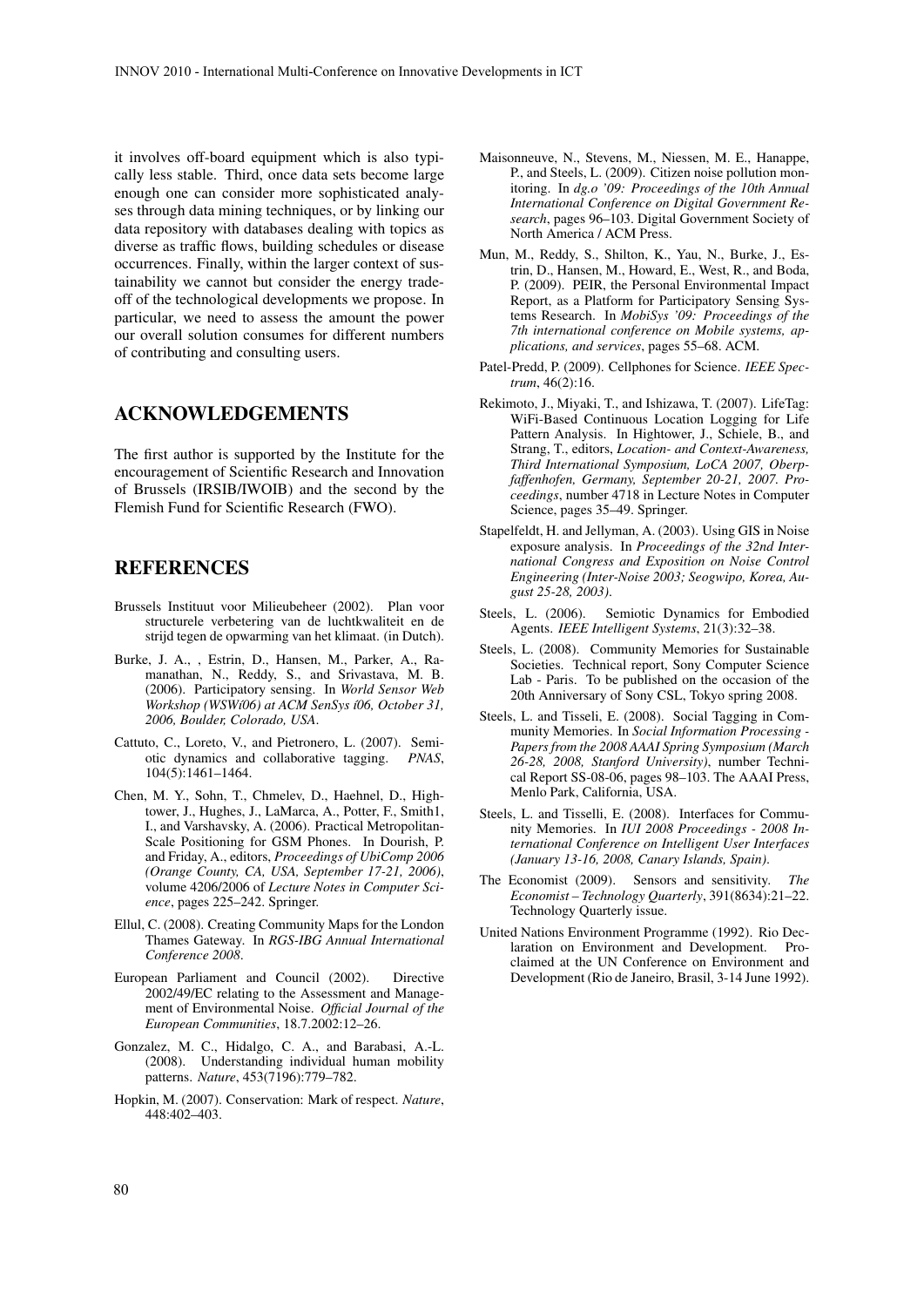it involves off-board equipment which is also typically less stable. Third, once data sets become large enough one can consider more sophisticated analyses through data mining techniques, or by linking our data repository with databases dealing with topics as diverse as traffic flows, building schedules or disease occurrences. Finally, within the larger context of sustainability we cannot but consider the energy trade-off of the technological developments we propose. In particular, we need to assess the amount the power our overall solution consumes for different numbers of contributing and consulting users.

## ACKNOWLEDGEMENTS

The first author is supported by the Institute for the encouragement of Scientific Research and Innovation of Brussels (IRSIB/IWOIB) and the second by the Flemish Fund for Scientific Research (FWO).

## REFERENCES

Brussels Instituut voor Milieubeheer (2002). Plan voor structurele verbetering van de luchtkwaliteit en de strijd tegen de opwarming van het klimaat. (in Dutch).

Burke, J. A., , Estrin, D., Hansen, M., Parker, A., Ramanathan, N., Reddy, S., and Srivastava, M. B. (2006). Participatory sensing. In *World Sensor Web Workshop (WSWí06) at ACM SenSys í06, October 31, 2006, Boulder, Colorado, USA*.

Cattuto, C., Loreto, V., and Pietronero, L. (2007). Semiotic dynamics and collaborative tagging. *PNAS*, 104(5):1461–1464.

Chen, M. Y., Sohn, T., Chmelev, D., Haehnel, D., Hightower, J., Hughes, J., LaMarca, A., Potter, F., Smith1, I., and Varshavsky, A. (2006). Practical Metropolitan-Scale Positioning for GSM Phones. In Dourish, P. and Friday, A., editors, *Proceedings of UbiComp 2006 (Orange County, CA, USA, September 17-21, 2006)*, volume 4206/2006 of *Lecture Notes in Computer Science*, pages 225–242. Springer.

Ellul, C. (2008). Creating Community Maps for the London Thames Gateway. In *RGS-IBG Annual International Conference 2008*.

European Parliament and Council (2002). Directive 2002/49/EC relating to the Assessment and Management of Environmental Noise. *Official Journal of the European Communities*, 18.7.2002:12–26.

Gonzalez, M. C., Hidalgo, C. A., and Barabasi, A.-L. (2008). Understanding individual human mobility patterns. *Nature*, 453(7196):779–782.

Hopkin, M. (2007). Conservation: Mark of respect. *Nature*, 448:402–403.

Maisonneuve, N., Stevens, M., Niessen, M. E., Hanappe, P., and Steels, L. (2009). Citizen noise pollution monitoring. In *dg.o '09: Proceedings of the 10th Annual International Conference on Digital Government Research*, pages 96–103. Digital Government Society of North America / ACM Press.

Mun, M., Reddy, S., Shilton, K., Yau, N., Burke, J., Estrin, D., Hansen, M., Howard, E., West, R., and Boda, P. (2009). PEIR, the Personal Environmental Impact Report, as a Platform for Participatory Sensing Systems Research. In *MobiSys '09: Proceedings of the 7th international conference on Mobile systems, applications, and services*, pages 55–68. ACM.

Patel-Predd, P. (2009). Cellphones for Science. *IEEE Spectrum*, 46(2):16.

Rekimoto, J., Miyaki, T., and Ishizawa, T. (2007). LifeTag: WiFi-Based Continuous Location Logging for Life Pattern Analysis. In Hightower, J., Schiele, B., and Strang, T., editors, *Location- and Context-Awareness, Third International Symposium, LoCA 2007, Oberpfaffenhofen, Germany, September 20-21, 2007. Proceedings*, number 4718 in Lecture Notes in Computer Science, pages 35–49. Springer.

Stapelfeldt, H. and Jellyman, A. (2003). Using GIS in Noise exposure analysis. In *Proceedings of the 32nd International Congress and Exposition on Noise Control Engineering (Inter-Noise 2003; Seogwipo, Korea, August 25-28, 2003)*.

Steels, L. (2006). Semiotic Dynamics for Embodied Agents. *IEEE Intelligent Systems*, 21(3):32–38.

Steels, L. (2008). Community Memories for Sustainable Societies. Technical report, Sony Computer Science Lab - Paris. To be published on the occasion of the 20th Anniversary of Sony CSL, Tokyo spring 2008.

Steels, L. and Tisseli, E. (2008). Social Tagging in Community Memories. In *Social Information Processing - Papers from the 2008 AAAI Spring Symposium (March 26-28, 2008, Stanford University)*, number Technical Report SS-08-06, pages 98–103. The AAAI Press, Menlo Park, California, USA.

Steels, L. and Tisselli, E. (2008). Interfaces for Community Memories. In *IUI 2008 Proceedings - 2008 International Conference on Intelligent User Interfaces (January 13-16, 2008, Canary Islands, Spain)*.

The Economist (2009). Sensors and sensitivity. *The Economist – Technology Quarterly*, 391(8634):21–22. Technology Quarterly issue.

United Nations Environment Programme (1992). Rio Declaration on Environment and Development. Proclaimed at the UN Conference on Environment and Development (Rio de Janeiro, Brasil, 3-14 June 1992).